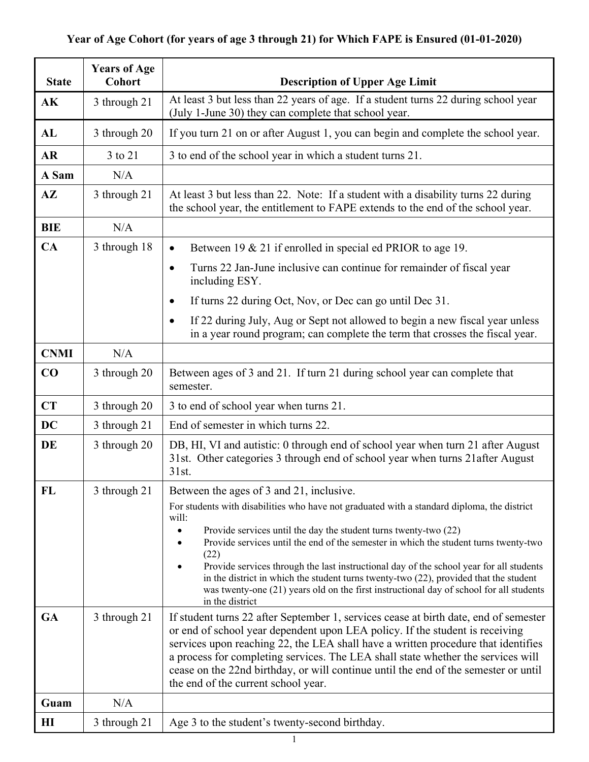**Year of Age Cohort (for years of age 3 through 21) for Which FAPE is Ensured (01-01-2020)**

| State | Years of Age Cohort | Description of Upper Age Limit |
|---|---|---|
| **AK** | 3 through 21 | At least 3 but less than 22 years of age. If a student turns 22 during school year (July 1-June 30) they can complete that school year. |
| **AL** | 3 through 20 | If you turn 21 on or after August 1, you can begin and complete the school year. |
| **AR** | 3 to 21 | 3 to end of the school year in which a student turns 21. |
| **A Sam** | N/A | |
| **AZ** | 3 through 21 | At least 3 but less than 22. Note: If a student with a disability turns 22 during the school year, the entitlement to FAPE extends to the end of the school year. |
| **BIE** | N/A | |
| **CA** | 3 through 18 | • Between 19 & 21 if enrolled in special ed PRIOR to age 19.<br>• Turns 22 Jan-June inclusive can continue for remainder of fiscal year including ESY.<br>• If turns 22 during Oct, Nov, or Dec can go until Dec 31.<br>• If 22 during July, Aug or Sept not allowed to begin a new fiscal year unless in a year round program; can complete the term that crosses the fiscal year. |
| **CNMI** | N/A | |
| **CO** | 3 through 20 | Between ages of 3 and 21. If turn 21 during school year can complete that semester. |
| **CT** | 3 through 20 | 3 to end of school year when turns 21. |
| **DC** | 3 through 21 | End of semester in which turns 22. |
| **DE** | 3 through 20 | DB, HI, VI and autistic: 0 through end of school year when turn 21 after August 31st. Other categories 3 through end of school year when turns 21after August 31st. |
| **FL** | 3 through 21 | Between the ages of 3 and 21, inclusive.<br>For students with disabilities who have not graduated with a standard diploma, the district will:<br>• Provide services until the day the student turns twenty-two (22)<br>• Provide services until the end of the semester in which the student turns twenty-two (22)<br>• Provide services through the last instructional day of the school year for all students in the district in which the student turns twenty-two (22), provided that the student was twenty-one (21) years old on the first instructional day of school for all students in the district |
| **GA** | 3 through 21 | If student turns 22 after September 1, services cease at birth date, end of semester or end of school year dependent upon LEA policy. If the student is receiving services upon reaching 22, the LEA shall have a written procedure that identifies a process for completing services. The LEA shall state whether the services will cease on the 22nd birthday, or will continue until the end of the semester or until the end of the current school year. |
| **Guam** | N/A | |
| **HI** | 3 through 21 | Age 3 to the student's twenty-second birthday. |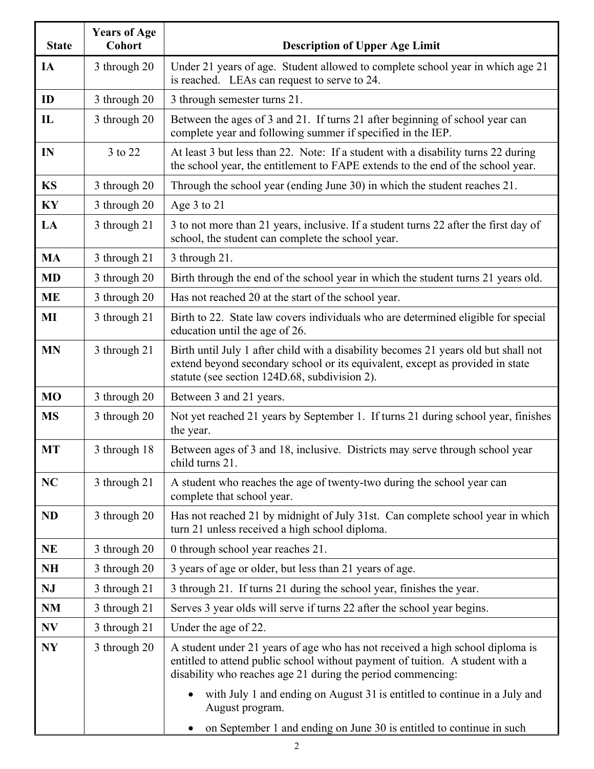| State | Years of Age Cohort | Description of Upper Age Limit |
|---|---|---|
| **IA** | 3 through 20 | Under 21 years of age. Student allowed to complete school year in which age 21 is reached. LEAs can request to serve to 24. |
| **ID** | 3 through 20 | 3 through semester turns 21. |
| **IL** | 3 through 20 | Between the ages of 3 and 21. If turns 21 after beginning of school year can complete year and following summer if specified in the IEP. |
| **IN** | 3 to 22 | At least 3 but less than 22. Note: If a student with a disability turns 22 during the school year, the entitlement to FAPE extends to the end of the school year. |
| **KS** | 3 through 20 | Through the school year (ending June 30) in which the student reaches 21. |
| **KY** | 3 through 20 | Age 3 to 21 |
| **LA** | 3 through 21 | 3 to not more than 21 years, inclusive. If a student turns 22 after the first day of school, the student can complete the school year. |
| **MA** | 3 through 21 | 3 through 21. |
| **MD** | 3 through 20 | Birth through the end of the school year in which the student turns 21 years old. |
| **ME** | 3 through 20 | Has not reached 20 at the start of the school year. |
| **MI** | 3 through 21 | Birth to 22. State law covers individuals who are determined eligible for special education until the age of 26. |
| **MN** | 3 through 21 | Birth until July 1 after child with a disability becomes 21 years old but shall not extend beyond secondary school or its equivalent, except as provided in state statute (see section 124D.68, subdivision 2). |
| **MO** | 3 through 20 | Between 3 and 21 years. |
| **MS** | 3 through 20 | Not yet reached 21 years by September 1. If turns 21 during school year, finishes the year. |
| **MT** | 3 through 18 | Between ages of 3 and 18, inclusive. Districts may serve through school year child turns 21. |
| **NC** | 3 through 21 | A student who reaches the age of twenty-two during the school year can complete that school year. |
| **ND** | 3 through 20 | Has not reached 21 by midnight of July 31st. Can complete school year in which turn 21 unless received a high school diploma. |
| **NE** | 3 through 20 | 0 through school year reaches 21. |
| **NH** | 3 through 20 | 3 years of age or older, but less than 21 years of age. |
| **NJ** | 3 through 21 | 3 through 21. If turns 21 during the school year, finishes the year. |
| **NM** | 3 through 21 | Serves 3 year olds will serve if turns 22 after the school year begins. |
| **NV** | 3 through 21 | Under the age of 22. |
| **NY** | 3 through 20 | A student under 21 years of age who has not received a high school diploma is entitled to attend public school without payment of tuition. A student with a disability who reaches age 21 during the period commencing: <br>• with July 1 and ending on August 31 is entitled to continue in a July and August program. <br>• on September 1 and ending on June 30 is entitled to continue in such |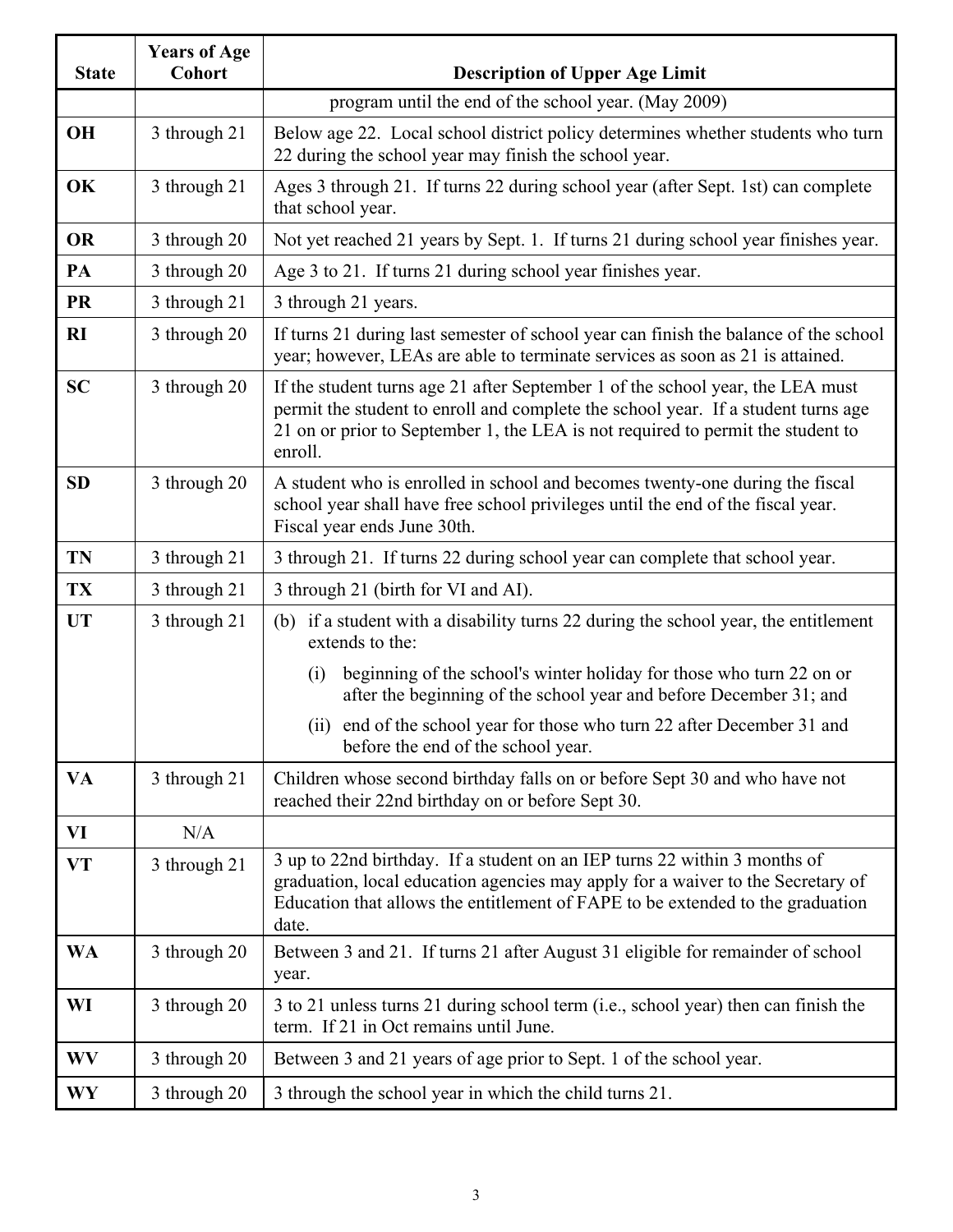| State | Years of Age Cohort | Description of Upper Age Limit |
|---|---|---|
| | | program until the end of the school year. (May 2009) |
| **OH** | 3 through 21 | Below age 22. Local school district policy determines whether students who turn 22 during the school year may finish the school year. |
| **OK** | 3 through 21 | Ages 3 through 21. If turns 22 during school year (after Sept. 1st) can complete that school year. |
| **OR** | 3 through 20 | Not yet reached 21 years by Sept. 1. If turns 21 during school year finishes year. |
| **PA** | 3 through 20 | Age 3 to 21. If turns 21 during school year finishes year. |
| **PR** | 3 through 21 | 3 through 21 years. |
| **RI** | 3 through 20 | If turns 21 during last semester of school year can finish the balance of the school year; however, LEAs are able to terminate services as soon as 21 is attained. |
| **SC** | 3 through 20 | If the student turns age 21 after September 1 of the school year, the LEA must permit the student to enroll and complete the school year. If a student turns age 21 on or prior to September 1, the LEA is not required to permit the student to enroll. |
| **SD** | 3 through 20 | A student who is enrolled in school and becomes twenty-one during the fiscal school year shall have free school privileges until the end of the fiscal year. Fiscal year ends June 30th. |
| **TN** | 3 through 21 | 3 through 21. If turns 22 during school year can complete that school year. |
| **TX** | 3 through 21 | 3 through 21 (birth for VI and AI). |
| **UT** | 3 through 21 | (b) if a student with a disability turns 22 during the school year, the entitlement extends to the: (i) beginning of the school's winter holiday for those who turn 22 on or after the beginning of the school year and before December 31; and (ii) end of the school year for those who turn 22 after December 31 and before the end of the school year. |
| **VA** | 3 through 21 | Children whose second birthday falls on or before Sept 30 and who have not reached their 22nd birthday on or before Sept 30. |
| **VI** | N/A | |
| **VT** | 3 through 21 | 3 up to 22nd birthday. If a student on an IEP turns 22 within 3 months of graduation, local education agencies may apply for a waiver to the Secretary of Education that allows the entitlement of FAPE to be extended to the graduation date. |
| **WA** | 3 through 20 | Between 3 and 21. If turns 21 after August 31 eligible for remainder of school year. |
| **WI** | 3 through 20 | 3 to 21 unless turns 21 during school term (i.e., school year) then can finish the term. If 21 in Oct remains until June. |
| **WV** | 3 through 20 | Between 3 and 21 years of age prior to Sept. 1 of the school year. |
| **WY** | 3 through 20 | 3 through the school year in which the child turns 21. |